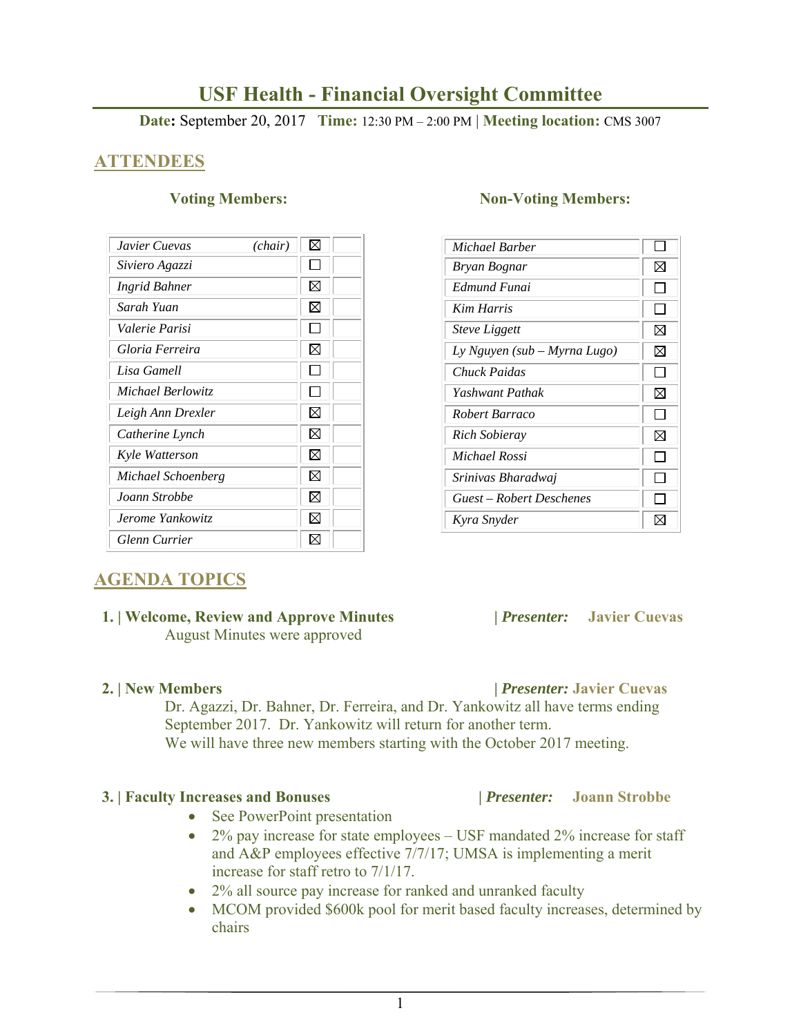# USF Health - Financial Oversight Committee

**Date:** September 20, 2017 **Time:** 12:30 PM – 2:00 PM | **Meeting location:** CMS 3007

## ATTENDEES

### Voting Members:

| Name | Present | |
|---|---|---|
| *Javier Cuevas (chair)* | ☒ | |
| *Siviero Agazzi* | ☐ | |
| *Ingrid Bahner* | ☒ | |
| *Sarah Yuan* | ☒ | |
| *Valerie Parisi* | ☐ | |
| *Gloria Ferreira* | ☒ | |
| *Lisa Gamell* | ☐ | |
| *Michael Berlowitz* | ☐ | |
| *Leigh Ann Drexler* | ☒ | |
| *Catherine Lynch* | ☒ | |
| *Kyle Watterson* | ☒ | |
| *Michael Schoenberg* | ☒ | |
| *Joann Strobbe* | ☒ | |
| *Jerome Yankowitz* | ☒ | |
| *Glenn Currier* | ☒ | |

### Non-Voting Members:

| Name | Present |
|---|---|
| *Michael Barber* | ☐ |
| *Bryan Bognar* | ☒ |
| *Edmund Funai* | ☐ |
| *Kim Harris* | ☐ |
| *Steve Liggett* | ☒ |
| *Ly Nguyen (sub – Myrna Lugo)* | ☒ |
| *Chuck Paidas* | ☐ |
| *Yashwant Pathak* | ☒ |
| *Robert Barraco* | ☐ |
| *Rich Sobieray* | ☒ |
| *Michael Rossi* | ☐ |
| *Srinivas Bharadwaj* | ☐ |
| *Guest – Robert Deschenes* | ☐ |
| *Kyra Snyder* | ☒ |

## AGENDA TOPICS

### 1. | Welcome, Review and Approve Minutes | *Presenter:* Javier Cuevas

August Minutes were approved

### 2. | New Members | *Presenter:* Javier Cuevas

Dr. Agazzi, Dr. Bahner, Dr. Ferreira, and Dr. Yankowitz all have terms ending September 2017. Dr. Yankowitz will return for another term.
We will have three new members starting with the October 2017 meeting.

### 3. | Faculty Increases and Bonuses | *Presenter:* Joann Strobbe

- See PowerPoint presentation
- 2% pay increase for state employees – USF mandated 2% increase for staff and A&P employees effective 7/7/17; UMSA is implementing a merit increase for staff retro to 7/1/17.
- 2% all source pay increase for ranked and unranked faculty
- MCOM provided $600k pool for merit based faculty increases, determined by chairs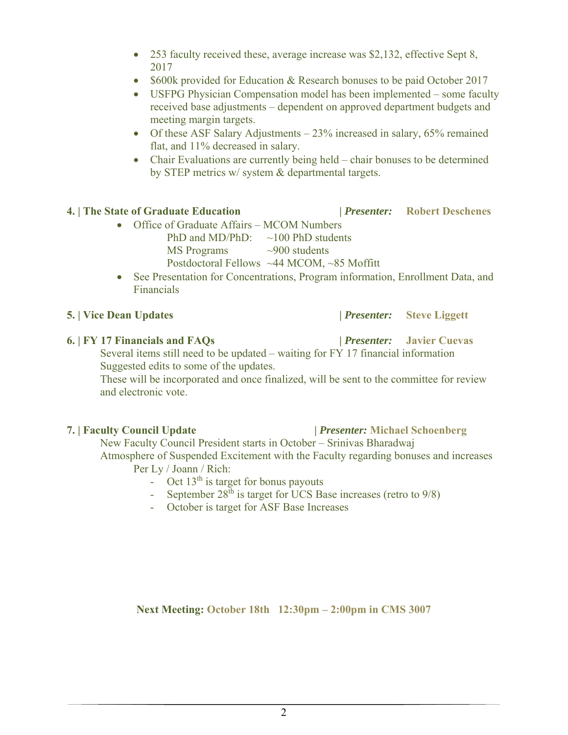- 253 faculty received these, average increase was $2,132, effective Sept 8, 2017
- $600k provided for Education & Research bonuses to be paid October 2017
- USFPG Physician Compensation model has been implemented – some faculty received base adjustments – dependent on approved department budgets and meeting margin targets.
- Of these ASF Salary Adjustments – 23% increased in salary, 65% remained flat, and 11% decreased in salary.
- Chair Evaluations are currently being held – chair bonuses to be determined by STEP metrics w/ system & departmental targets.

**4. | The State of Graduate Education** | ***Presenter:*** **Robert Deschenes**

- Office of Graduate Affairs – MCOM Numbers
  - PhD and MD/PhD: ~100 PhD students
  - MS Programs ~900 students
  - Postdoctoral Fellows ~44 MCOM, ~85 Moffitt
- See Presentation for Concentrations, Program information, Enrollment Data, and Financials

**5. | Vice Dean Updates** | ***Presenter:*** **Steve Liggett**

**6. | FY 17 Financials and FAQs** | ***Presenter:*** **Javier Cuevas**

Several items still need to be updated – waiting for FY 17 financial information
Suggested edits to some of the updates.
These will be incorporated and once finalized, will be sent to the committee for review and electronic vote.

**7. | Faculty Council Update** | ***Presenter:*** **Michael Schoenberg**

New Faculty Council President starts in October – Srinivas Bharadwaj
Atmosphere of Suspended Excitement with the Faculty regarding bonuses and increases

Per Ly / Joann / Rich:

- Oct 13th is target for bonus payouts
- September 28th is target for UCS Base increases (retro to 9/8)
- October is target for ASF Base Increases

**Next Meeting: October 18th 12:30pm – 2:00pm in CMS 3007**